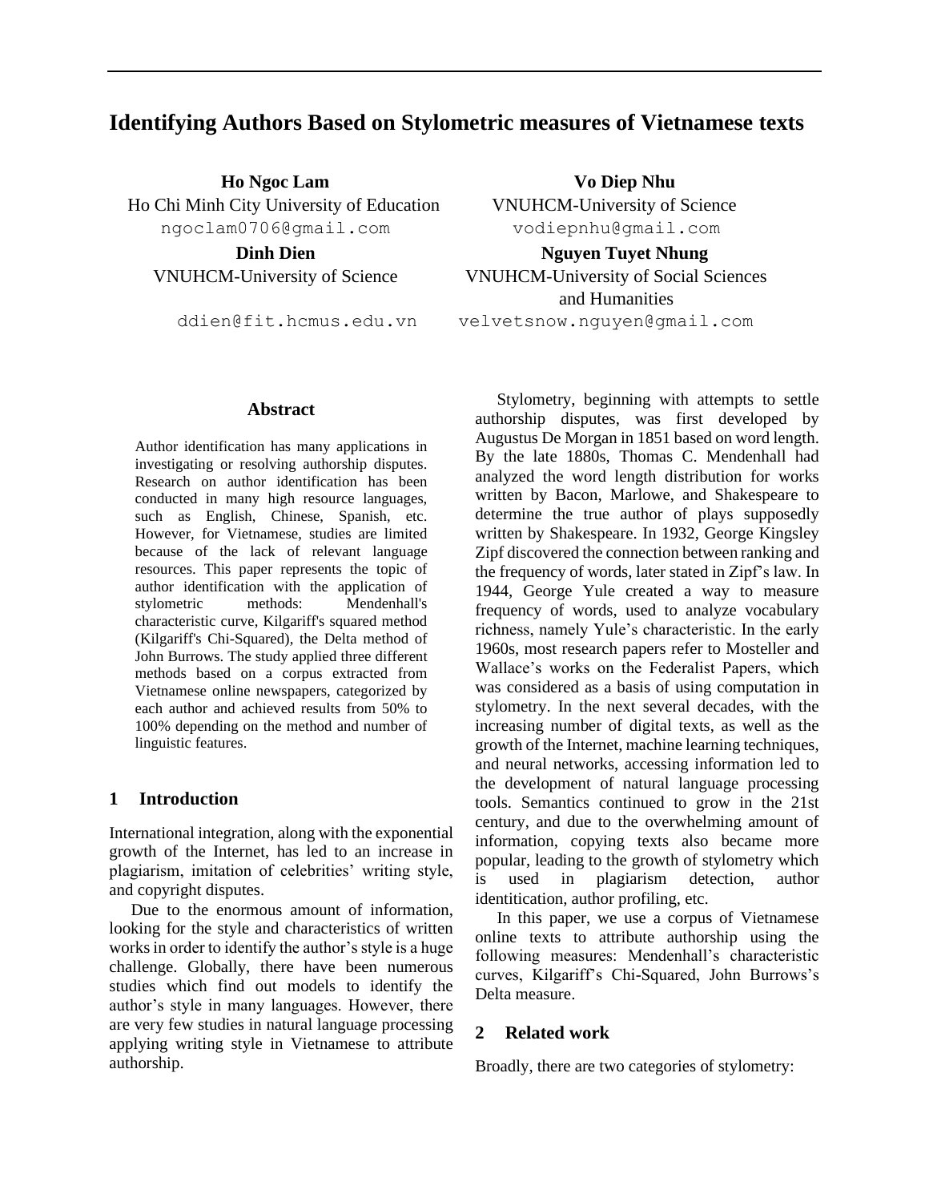# Identifying Authors Based on Stylometric measures of Vietnamese texts

**Ho Ngoc Lam**
Ho Chi Minh City University of Education
ngoclam0706@gmail.com

**Vo Diep Nhu**
VNUHCM-University of Science
vodiepnhu@gmail.com

**Dinh Dien**
VNUHCM-University of Science
ddien@fit.hcmus.edu.vn

**Nguyen Tuyet Nhung**
VNUHCM-University of Social Sciences and Humanities
velvetsnow.nguyen@gmail.com

## Abstract

Author identification has many applications in investigating or resolving authorship disputes. Research on author identification has been conducted in many high resource languages, such as English, Chinese, Spanish, etc. However, for Vietnamese, studies are limited because of the lack of relevant language resources. This paper represents the topic of author identification with the application of stylometric methods: Mendenhall's characteristic curve, Kilgariff's squared method (Kilgariff's Chi-Squared), the Delta method of John Burrows. The study applied three different methods based on a corpus extracted from Vietnamese online newspapers, categorized by each author and achieved results from 50% to 100% depending on the method and number of linguistic features.

## 1 Introduction

International integration, along with the exponential growth of the Internet, has led to an increase in plagiarism, imitation of celebrities' writing style, and copyright disputes.

Due to the enormous amount of information, looking for the style and characteristics of written works in order to identify the author's style is a huge challenge. Globally, there have been numerous studies which find out models to identify the author's style in many languages. However, there are very few studies in natural language processing applying writing style in Vietnamese to attribute authorship.

Stylometry, beginning with attempts to settle authorship disputes, was first developed by Augustus De Morgan in 1851 based on word length. By the late 1880s, Thomas C. Mendenhall had analyzed the word length distribution for works written by Bacon, Marlowe, and Shakespeare to determine the true author of plays supposedly written by Shakespeare. In 1932, George Kingsley Zipf discovered the connection between ranking and the frequency of words, later stated in Zipf's law. In 1944, George Yule created a way to measure frequency of words, used to analyze vocabulary richness, namely Yule's characteristic. In the early 1960s, most research papers refer to Mosteller and Wallace's works on the Federalist Papers, which was considered as a basis of using computation in stylometry. In the next several decades, with the increasing number of digital texts, as well as the growth of the Internet, machine learning techniques, and neural networks, accessing information led to the development of natural language processing tools. Semantics continued to grow in the 21st century, and due to the overwhelming amount of information, copying texts also became more popular, leading to the growth of stylometry which is used in plagiarism detection, author identitication, author profiling, etc.

In this paper, we use a corpus of Vietnamese online texts to attribute authorship using the following measures: Mendenhall's characteristic curves, Kilgariff's Chi-Squared, John Burrows's Delta measure.

## 2 Related work

Broadly, there are two categories of stylometry: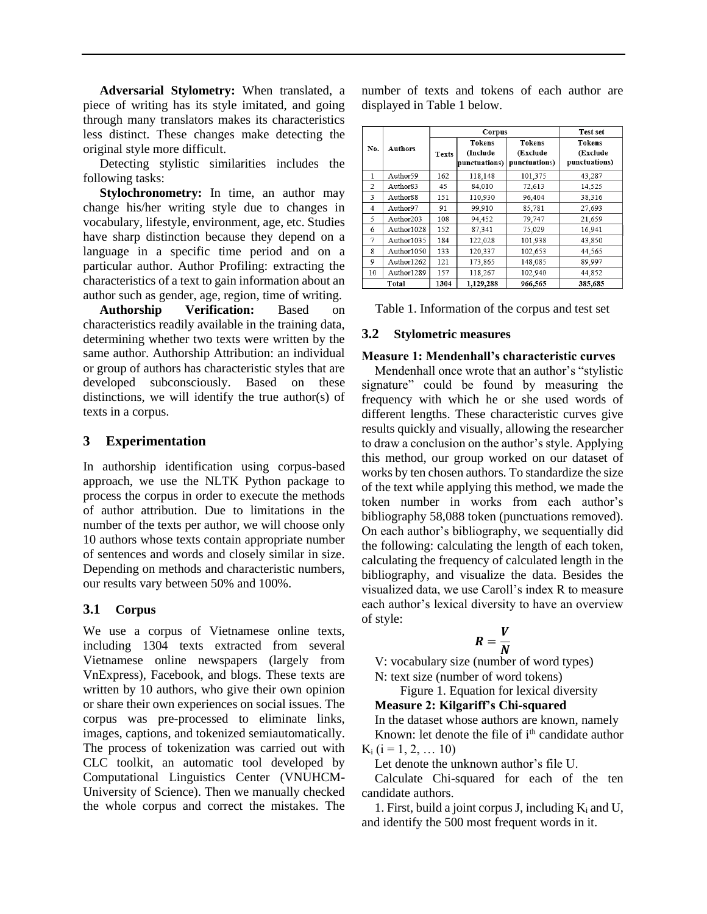**Adversarial Stylometry:** When translated, a piece of writing has its style imitated, and going through many translators makes its characteristics less distinct. These changes make detecting the original style more difficult.

Detecting stylistic similarities includes the following tasks:

**Stylochronometry:** In time, an author may change his/her writing style due to changes in vocabulary, lifestyle, environment, age, etc. Studies have sharp distinction because they depend on a language in a specific time period and on a particular author. Author Profiling: extracting the characteristics of a text to gain information about an author such as gender, age, region, time of writing.

**Authorship Verification:** Based on characteristics readily available in the training data, determining whether two texts were written by the same author. Authorship Attribution: an individual or group of authors has characteristic styles that are developed subconsciously. Based on these distinctions, we will identify the true author(s) of texts in a corpus.

## 3 Experimentation

In authorship identification using corpus-based approach, we use the NLTK Python package to process the corpus in order to execute the methods of author attribution. Due to limitations in the number of the texts per author, we will choose only 10 authors whose texts contain appropriate number of sentences and words and closely similar in size. Depending on methods and characteristic numbers, our results vary between 50% and 100%.

### 3.1 Corpus

We use a corpus of Vietnamese online texts, including 1304 texts extracted from several Vietnamese online newspapers (largely from VnExpress), Facebook, and blogs. These texts are written by 10 authors, who give their own opinion or share their own experiences on social issues. The corpus was pre-processed to eliminate links, images, captions, and tokenized semiautomatically. The process of tokenization was carried out with CLC toolkit, an automatic tool developed by Computational Linguistics Center (VNUHCM-University of Science). Then we manually checked the whole corpus and correct the mistakes. The number of texts and tokens of each author are displayed in Table 1 below.

| No. | Authors | Corpus | | | Test set |
|---|---|---|---|---|---|
| | | Texts | Tokens (Include punctuations) | Tokens (Exclude punctuations) | Tokens (Exclude punctuations) |
| 1 | Author59 | 162 | 118,148 | 101,375 | 43,287 |
| 2 | Author83 | 45 | 84,010 | 72,613 | 14,525 |
| 3 | Author88 | 151 | 110,930 | 96,404 | 38,316 |
| 4 | Author97 | 91 | 99,910 | 85,781 | 27,693 |
| 5 | Author203 | 108 | 94,452 | 79,747 | 21,659 |
| 6 | Author1028 | 152 | 87,341 | 75,029 | 16,941 |
| 7 | Author1035 | 184 | 122,028 | 101,938 | 43,850 |
| 8 | Author1050 | 133 | 120,337 | 102,653 | 44,565 |
| 9 | Author1262 | 121 | 173,865 | 148,085 | 89,997 |
| 10 | Author1289 | 157 | 118,267 | 102,940 | 44,852 |
| Total | | 1304 | 1,129,288 | 966,565 | 385,685 |

Table 1. Information of the corpus and test set

### 3.2 Stylometric measures

**Measure 1: Mendenhall's characteristic curves**

Mendenhall once wrote that an author's "stylistic signature" could be found by measuring the frequency with which he or she used words of different lengths. These characteristic curves give results quickly and visually, allowing the researcher to draw a conclusion on the author's style. Applying this method, our group worked on our dataset of works by ten chosen authors. To standardize the size of the text while applying this method, we made the token number in works from each author's bibliography 58,088 token (punctuations removed). On each author's bibliography, we sequentially did the following: calculating the length of each token, calculating the frequency of calculated length in the bibliography, and visualize the data. Besides the visualized data, we use Caroll's index R to measure each author's lexical diversity to have an overview of style:

$$\boldsymbol{R} = \frac{\boldsymbol{V}}{\boldsymbol{N}}$$

V: vocabulary size (number of word types)

N: text size (number of word tokens)

Figure 1. Equation for lexical diversity

**Measure 2: Kilgariff's Chi-squared**

In the dataset whose authors are known, namely

Known: let denote the file of $i^{th}$ candidate author $K_i$ ($i = 1, 2, \ldots 10$)

Let denote the unknown author's file U.

Calculate Chi-squared for each of the ten candidate authors.

1. First, build a joint corpus J, including $K_i$ and U, and identify the 500 most frequent words in it.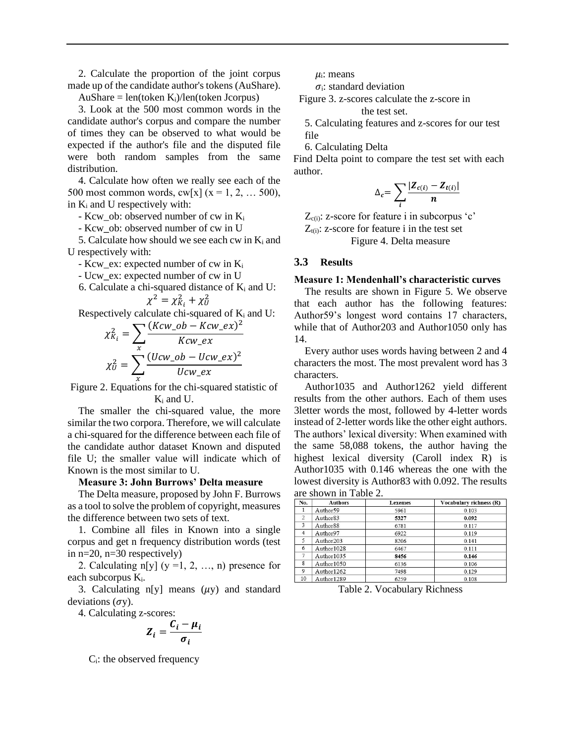2. Calculate the proportion of the joint corpus made up of the candidate author's tokens (AuShare).

AuShare = len(token $K_i$)/len(token Jcorpus)

3. Look at the 500 most common words in the candidate author's corpus and compare the number of times they can be observed to what would be expected if the author's file and the disputed file were both random samples from the same distribution.

4. Calculate how often we really see each of the 500 most common words, cw[x] (x = 1, 2, … 500), in $K_i$ and U respectively with:

- Kcw_ob: observed number of cw in $K_i$
- Kcw_ob: observed number of cw in U

5. Calculate how should we see each cw in $K_i$ and U respectively with:

- Kcw_ex: expected number of cw in $K_i$
- Ucw_ex: expected number of cw in U

6. Calculate a chi-squared distance of $K_i$ and U:

$$\chi^2 = \chi^2_{K_i} + \chi^2_U$$

Respectively calculate chi-squared of $K_i$ and U:

$$\chi^2_{K_i} = \sum_x \frac{(Kcw\_ob - Kcw\_ex)^2}{Kcw\_ex}$$

$$\chi^2_U = \sum_x \frac{(Ucw\_ob - Ucw\_ex)^2}{Ucw\_ex}$$

Figure 2. Equations for the chi-squared statistic of $K_i$ and U.

The smaller the chi-squared value, the more similar the two corpora. Therefore, we will calculate a chi-squared for the difference between each file of the candidate author dataset Known and disputed file U; the smaller value will indicate which of Known is the most similar to U.

**Measure 3: John Burrows' Delta measure**

The Delta measure, proposed by John F. Burrows as a tool to solve the problem of copyright, measures the difference between two sets of text.

1. Combine all files in Known into a single corpus and get n frequency distribution words (test in n=20, n=30 respectively)

2. Calculating n[y] (y =1, 2, …, n) presence for each subcorpus $K_i$.

3. Calculating n[y] means ($\mu$y) and standard deviations ($\sigma$y).

4. Calculating z-scores:

$$Z_i = \frac{C_i - \mu_i}{\sigma_i}$$

$C_i$: the observed frequency

$\mu_i$: means

$\sigma_i$: standard deviation

Figure 3. z-scores calculate the z-score in the test set.

5. Calculating features and z-scores for our test file

6. Calculating Delta

Find Delta point to compare the test set with each author.

$$\Delta_c = \sum_i \frac{|Z_{c(i)} - Z_{t(i)}|}{n}$$

$Z_{c(i)}$: z-score for feature i in subcorpus 'c'

$Z_{t(i)}$: z-score for feature i in the test set

Figure 4. Delta measure

### 3.3 Results

**Measure 1: Mendenhall's characteristic curves**

The results are shown in Figure 5. We observe that each author has the following features: Author59's longest word contains 17 characters, while that of Author203 and Author1050 only has 14.

Every author uses words having between 2 and 4 characters the most. The most prevalent word has 3 characters.

Author1035 and Author1262 yield different results from the other authors. Each of them uses 3letter words the most, followed by 4-letter words instead of 2-letter words like the other eight authors. The authors' lexical diversity: When examined with the same 58,088 tokens, the author having the highest lexical diversity (Caroll index R) is Author1035 with 0.146 whereas the one with the lowest diversity is Author83 with 0.092. The results are shown in Table 2.

| No. | Authors | Lexemes | Vocabulary richness (R) |
|---|---|---|---|
| 1 | Author59 | 5961 | 0.103 |
| 2 | Author83 | **5327** | **0.092** |
| 3 | Author88 | 6781 | 0.117 |
| 4 | Author97 | 6922 | 0.119 |
| 5 | Author203 | 8206 | 0.141 |
| 6 | Author1028 | 6467 | 0.111 |
| 7 | Author1035 | **8456** | **0.146** |
| 8 | Author1050 | 6136 | 0.106 |
| 9 | Author1262 | 7498 | 0.129 |
| 10 | Author1289 | 6259 | 0.108 |

Table 2. Vocabulary Richness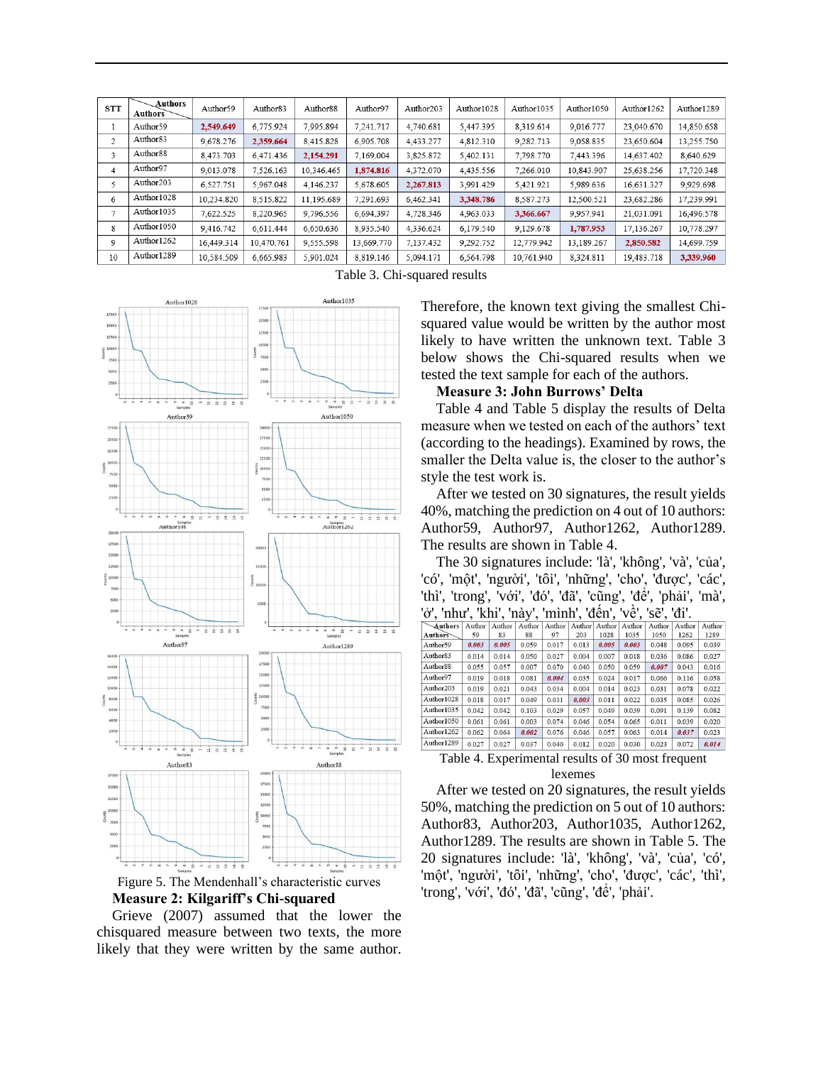| STT | Authors \ Authors | Author59 | Author83 | Author88 | Author97 | Author203 | Author1028 | Author1035 | Author1050 | Author1262 | Author1289 |
|---|---|---|---|---|---|---|---|---|---|---|---|
| 1 | Author59 | **2,549.649** | 6,775.924 | 7,995.894 | 7,241.717 | 4,740.681 | 5,447.395 | 8,319.614 | 9,016.777 | 23,040.670 | 14,850.658 |
| 2 | Author83 | 9,678.276 | **2,359.664** | 8,415.828 | 6,905.708 | 4,433.277 | 4,812.310 | 9,282.713 | 9,058.835 | 23,650.604 | 13,255.750 |
| 3 | Author88 | 8,473.703 | 6,471.436 | **2,154.291** | 7,169.004 | 3,825.872 | 5,402.131 | 7,798.770 | 7,443.396 | 14,637.402 | 8,640.629 |
| 4 | Author97 | 9,013.078 | 7,526.163 | 10,346.465 | **1,874.816** | 4,372.070 | 4,435.556 | 7,266.010 | 10,843.907 | 25,638.256 | 17,720.348 |
| 5 | Author203 | 6,527.751 | 5,967.048 | 4,146.237 | 5,678.605 | **2,267.813** | 3,991.429 | 5,421.921 | 5,989.636 | 16,631.327 | 9,929.698 |
| 6 | Author1028 | 10,234.820 | 8,515.822 | 11,195.689 | 7,291.693 | 6,462.341 | **3,348.786** | 8,587.273 | 12,500.521 | 23,682.286 | 17,239.991 |
| 7 | Author1035 | 7,622.525 | 8,220.965 | 9,796.556 | 6,694.397 | 4,728.346 | 4,963.033 | **3,366.667** | 9,957.941 | 21,031.091 | 16,496.578 |
| 8 | Author1050 | 9,416.742 | 6,611.444 | 6,650.636 | 8,935.540 | 4,336.624 | 6,179.540 | 9,129.678 | **1,787.953** | 17,136.267 | 10,778.297 |
| 9 | Author1262 | 16,449.314 | 10,470.761 | 9,555.598 | 13,669.770 | 7,137.432 | 9,292.752 | 12,779.942 | 13,189.267 | **2,850.582** | 14,699.759 |
| 10 | Author1289 | 10,584.509 | 6,665.983 | 5,901.024 | 8,819.146 | 5,094.171 | 6,564.798 | 10,761.940 | 8,324.811 | 19,483.718 | **3,339.960** |

Table 3. Chi-squared results

Figure 5. The Mendenhall's characteristic curves

**Measure 2: Kilgariff's Chi-squared**

Grieve (2007) assumed that the lower the chisquared measure between two texts, the more likely that they were written by the same author. Therefore, the known text giving the smallest Chi-squared value would be written by the author most likely to have written the unknown text. Table 3 below shows the Chi-squared results when we tested the text sample for each of the authors.

**Measure 3: John Burrows' Delta**

Table 4 and Table 5 display the results of Delta measure when we tested on each of the authors' text (according to the headings). Examined by rows, the smaller the Delta value is, the closer to the author's style the test work is.

After we tested on 30 signatures, the result yields 40%, matching the prediction on 4 out of 10 authors: Author59, Author97, Author1262, Author1289. The results are shown in Table 4.

The 30 signatures include: 'là', 'không', 'và', 'của', 'có', 'một', 'người', 'tôi', 'những', 'cho', 'được', 'các', 'thì', 'trong', 'với', 'đó', 'đã', 'cũng', 'để', 'phải', 'mà', 'ở', 'như', 'khi', 'này', 'mình', 'đến', 'về', 'sẽ', 'đi'.

| Authors \ Authors | Author 59 | Author 83 | Author 88 | Author 97 | Author 203 | Author 1028 | Author 1035 | Author 1050 | Author 1262 | Author 1289 |
|---|---|---|---|---|---|---|---|---|---|---|
| Author59 | ***0.003*** | ***0.005*** | 0.059 | 0.017 | 0.013 | ***0.005*** | ***0.005*** | 0.048 | 0.095 | 0.039 |
| Author83 | 0.014 | 0.014 | 0.050 | 0.027 | 0.004 | 0.007 | 0.018 | 0.036 | 0.086 | 0.027 |
| Author88 | 0.055 | 0.057 | 0.007 | 0.070 | 0.040 | 0.050 | 0.059 | ***0.007*** | 0.043 | 0.016 |
| Author97 | 0.019 | 0.018 | 0.081 | ***0.004*** | 0.035 | 0.024 | 0.017 | 0.066 | 0.116 | 0.058 |
| Author203 | 0.019 | 0.021 | 0.043 | 0.034 | 0.004 | 0.014 | 0.023 | 0.031 | 0.078 | 0.022 |
| Author1028 | 0.018 | 0.017 | 0.049 | 0.031 | ***0.003*** | 0.011 | 0.022 | 0.035 | 0.085 | 0.026 |
| Author1035 | 0.042 | 0.042 | 0.103 | 0.029 | 0.057 | 0.049 | 0.039 | 0.091 | 0.139 | 0.082 |
| Author1050 | 0.061 | 0.061 | 0.003 | 0.074 | 0.046 | 0.054 | 0.065 | 0.011 | 0.039 | 0.020 |
| Author1262 | 0.062 | 0.064 | ***0.002*** | 0.076 | 0.046 | 0.057 | 0.063 | 0.014 | ***0.037*** | 0.023 |
| Author1289 | 0.027 | 0.027 | 0.037 | 0.040 | 0.012 | 0.020 | 0.030 | 0.023 | 0.072 | ***0.014*** |

Table 4. Experimental results of 30 most frequent lexemes

After we tested on 20 signatures, the result yields 50%, matching the prediction on 5 out of 10 authors: Author83, Author203, Author1035, Author1262, Author1289. The results are shown in Table 5. The 20 signatures include: 'là', 'không', 'và', 'của', 'có', 'một', 'người', 'tôi', 'những', 'cho', 'được', 'các', 'thì', 'trong', 'với', 'đó', 'đã', 'cũng', 'để', 'phải'.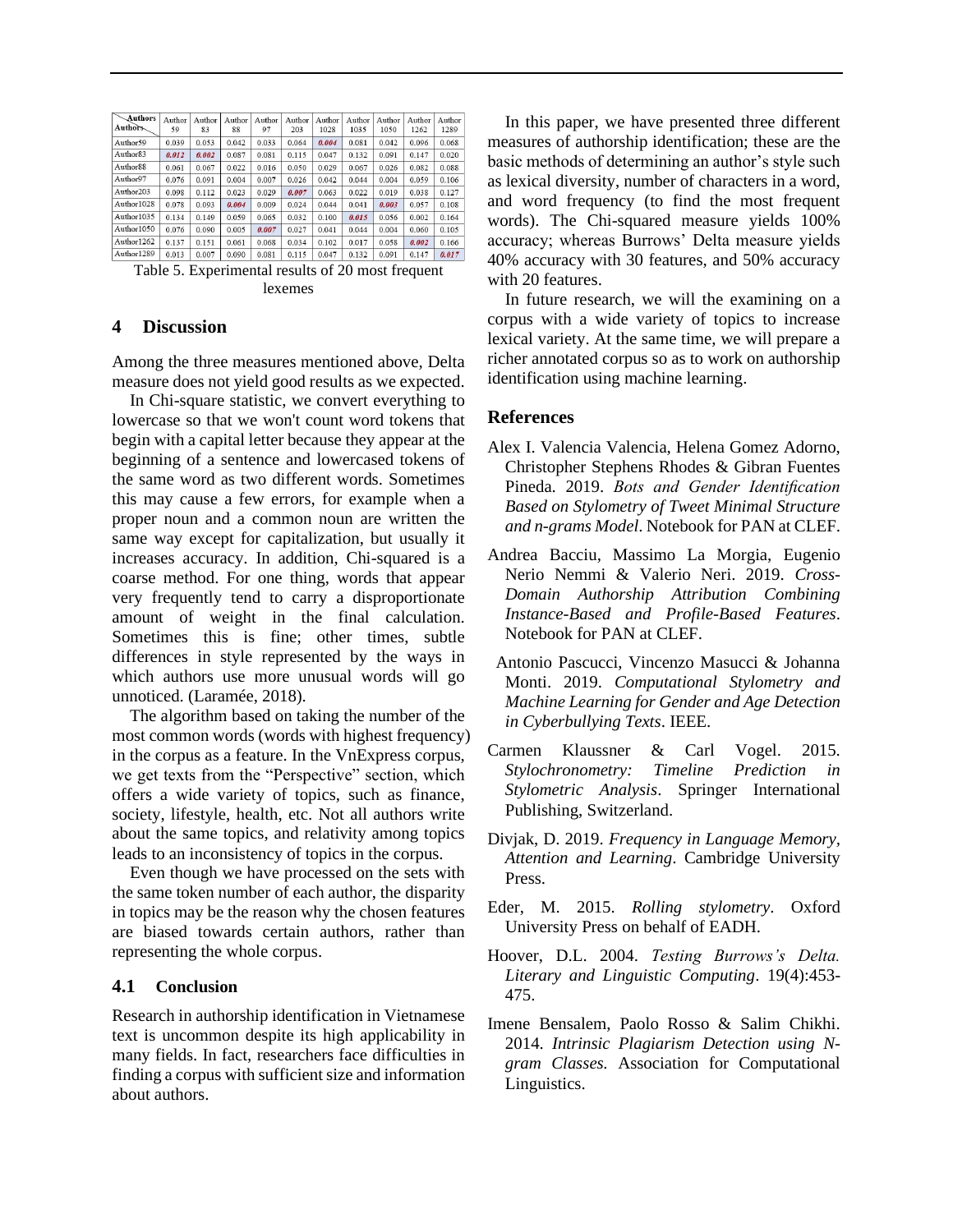| Authors / Authors | Author 59 | Author 83 | Author 88 | Author 97 | Author 203 | Author 1028 | Author 1035 | Author 1050 | Author 1262 | Author 1289 |
|---|---|---|---|---|---|---|---|---|---|---|
| Author59 | 0.039 | 0.053 | 0.042 | 0.033 | 0.064 | **0.004** | 0.081 | 0.042 | 0.096 | 0.068 |
| Author83 | **0.012** | **0.002** | 0.087 | 0.081 | 0.115 | 0.047 | 0.132 | 0.091 | 0.147 | 0.020 |
| Author88 | 0.061 | 0.067 | 0.022 | 0.016 | 0.050 | 0.029 | 0.067 | 0.026 | 0.082 | 0.088 |
| Author97 | 0.076 | 0.091 | 0.004 | 0.007 | 0.026 | 0.042 | 0.044 | 0.004 | 0.059 | 0.106 |
| Author203 | 0.098 | 0.112 | 0.023 | 0.029 | **0.007** | 0.063 | 0.022 | 0.019 | 0.038 | 0.127 |
| Author1028 | 0.078 | 0.093 | **0.004** | 0.009 | 0.024 | 0.044 | 0.041 | **0.003** | 0.057 | 0.108 |
| Author1035 | 0.134 | 0.149 | 0.059 | 0.065 | 0.032 | 0.100 | **0.015** | 0.056 | 0.002 | 0.164 |
| Author1050 | 0.076 | 0.090 | 0.005 | **0.007** | 0.027 | 0.041 | 0.044 | 0.004 | 0.060 | 0.105 |
| Author1262 | 0.137 | 0.151 | 0.061 | 0.068 | 0.034 | 0.102 | 0.017 | 0.058 | **0.002** | 0.166 |
| Author1289 | 0.013 | 0.007 | 0.090 | 0.081 | 0.115 | 0.047 | 0.132 | 0.091 | 0.147 | **0.017** |

Table 5. Experimental results of 20 most frequent lexemes

## 4 Discussion

Among the three measures mentioned above, Delta measure does not yield good results as we expected.

In Chi-square statistic, we convert everything to lowercase so that we won't count word tokens that begin with a capital letter because they appear at the beginning of a sentence and lowercased tokens of the same word as two different words. Sometimes this may cause a few errors, for example when a proper noun and a common noun are written the same way except for capitalization, but usually it increases accuracy. In addition, Chi-squared is a coarse method. For one thing, words that appear very frequently tend to carry a disproportionate amount of weight in the final calculation. Sometimes this is fine; other times, subtle differences in style represented by the ways in which authors use more unusual words will go unnoticed. (Laramée, 2018).

The algorithm bases on taking the number of the most common words (words with highest frequency) in the corpus as a feature. In the VnExpress corpus, we get texts from the "Perspective" section, which offers a wide variety of topics, such as finance, society, lifestyle, health, etc. Not all authors write about the same topics, and relativity among topics leads to an inconsistency of topics in the corpus.

Even though we have processed on the sets with the same token number of each author, the disparity in topics may be the reason why the chosen features are biased towards certain authors, rather than representing the whole corpus.

### 4.1 Conclusion

Research in authorship identification in Vietnamese text is uncommon despite its high applicability in many fields. In fact, researchers face difficulties in finding a corpus with sufficient size and information about authors.

In this paper, we have presented three different measures of authorship identification; these are the basic methods of determining an author's style such as lexical diversity, number of characters in a word, and word frequency (to find the most frequent words). The Chi-squared measure yields 100% accuracy; whereas Burrows' Delta measure yields 40% accuracy with 30 features, and 50% accuracy with 20 features.

In future research, we will the examining on a corpus with a wide variety of topics to increase lexical variety. At the same time, we will prepare a richer annotated corpus so as to work on authorship identification using machine learning.

## References

Alex I. Valencia Valencia, Helena Gomez Adorno, Christopher Stephens Rhodes & Gibran Fuentes Pineda. 2019. *Bots and Gender Identification Based on Stylometry of Tweet Minimal Structure and n-grams Model*. Notebook for PAN at CLEF.

Andrea Bacciu, Massimo La Morgia, Eugenio Nerio Nemmi & Valerio Neri. 2019. *Cross-Domain Authorship Attribution Combining Instance-Based and Profile-Based Features*. Notebook for PAN at CLEF.

Antonio Pascucci, Vincenzo Masucci & Johanna Monti. 2019. *Computational Stylometry and Machine Learning for Gender and Age Detection in Cyberbullying Texts*. IEEE.

Carmen Klaussner & Carl Vogel. 2015. *Stylochronometry: Timeline Prediction in Stylometric Analysis*. Springer International Publishing, Switzerland.

Divjak, D. 2019. *Frequency in Language Memory, Attention and Learning*. Cambridge University Press.

Eder, M. 2015. *Rolling stylometry*. Oxford University Press on behalf of EADH.

Hoover, D.L. 2004. *Testing Burrows's Delta. Literary and Linguistic Computing*. 19(4):453-475.

Imene Bensalem, Paolo Rosso & Salim Chikhi. 2014. *Intrinsic Plagiarism Detection using N-gram Classes.* Association for Computational Linguistics.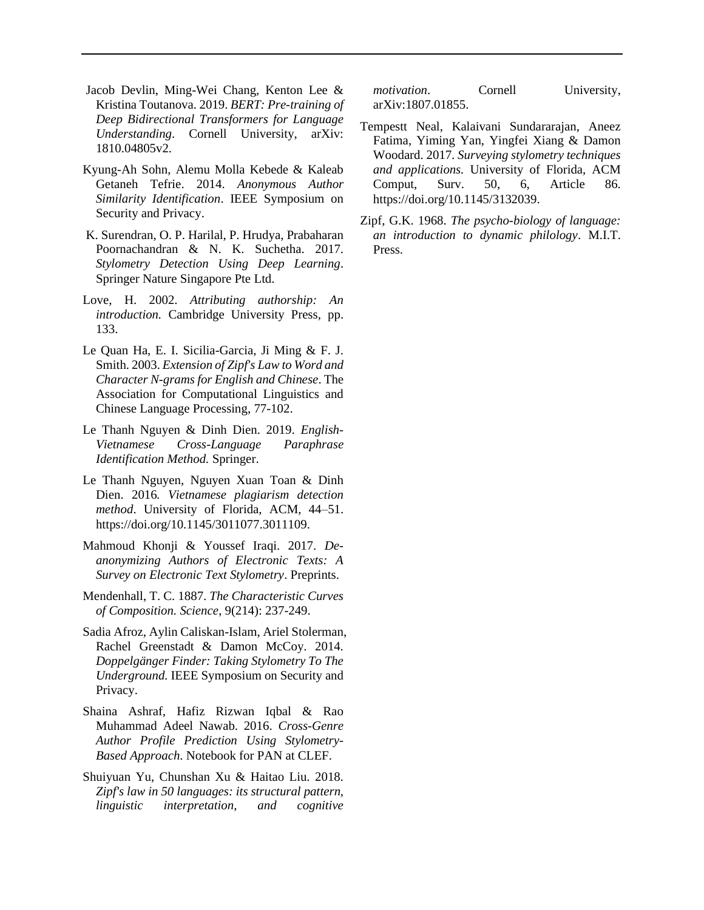Jacob Devlin, Ming-Wei Chang, Kenton Lee & Kristina Toutanova. 2019. *BERT: Pre-training of Deep Bidirectional Transformers for Language Understanding*. Cornell University, arXiv: 1810.04805v2.

Kyung-Ah Sohn, Alemu Molla Kebede & Kaleab Getaneh Tefrie. 2014. *Anonymous Author Similarity Identification*. IEEE Symposium on Security and Privacy.

K. Surendran, O. P. Harilal, P. Hrudya, Prabaharan Poornachandran & N. K. Suchetha. 2017. *Stylometry Detection Using Deep Learning*. Springer Nature Singapore Pte Ltd.

Love, H. 2002. *Attributing authorship: An introduction.* Cambridge University Press, pp. 133.

Le Quan Ha, E. I. Sicilia-Garcia, Ji Ming & F. J. Smith. 2003. *Extension of Zipf's Law to Word and Character N-grams for English and Chinese*. The Association for Computational Linguistics and Chinese Language Processing, 77-102.

Le Thanh Nguyen & Dinh Dien. 2019. *English-Vietnamese Cross-Language Paraphrase Identification Method.* Springer.

Le Thanh Nguyen, Nguyen Xuan Toan & Dinh Dien. 2016. *Vietnamese plagiarism detection method*. University of Florida, ACM, 44–51. https://doi.org/10.1145/3011077.3011109.

Mahmoud Khonji & Youssef Iraqi. 2017. *De-anonymizing Authors of Electronic Texts: A Survey on Electronic Text Stylometry*. Preprints.

Mendenhall, T. C. 1887. *The Characteristic Curves of Composition. Science*, 9(214): 237-249.

Sadia Afroz, Aylin Caliskan-Islam, Ariel Stolerman, Rachel Greenstadt & Damon McCoy. 2014. *Doppelgänger Finder: Taking Stylometry To The Underground.* IEEE Symposium on Security and Privacy.

Shaina Ashraf, Hafiz Rizwan Iqbal & Rao Muhammad Adeel Nawab. 2016. *Cross-Genre Author Profile Prediction Using Stylometry-Based Approach.* Notebook for PAN at CLEF.

Shuiyuan Yu, Chunshan Xu & Haitao Liu. 2018. *Zipf's law in 50 languages: its structural pattern, linguistic interpretation, and cognitive motivation*. Cornell University, arXiv:1807.01855.

Tempestt Neal, Kalaivani Sundararajan, Aneez Fatima, Yiming Yan, Yingfei Xiang & Damon Woodard. 2017. *Surveying stylometry techniques and applications.* University of Florida, ACM Comput, Surv. 50, 6, Article 86. https://doi.org/10.1145/3132039.

Zipf, G.K. 1968. *The psycho-biology of language: an introduction to dynamic philology*. M.I.T. Press.